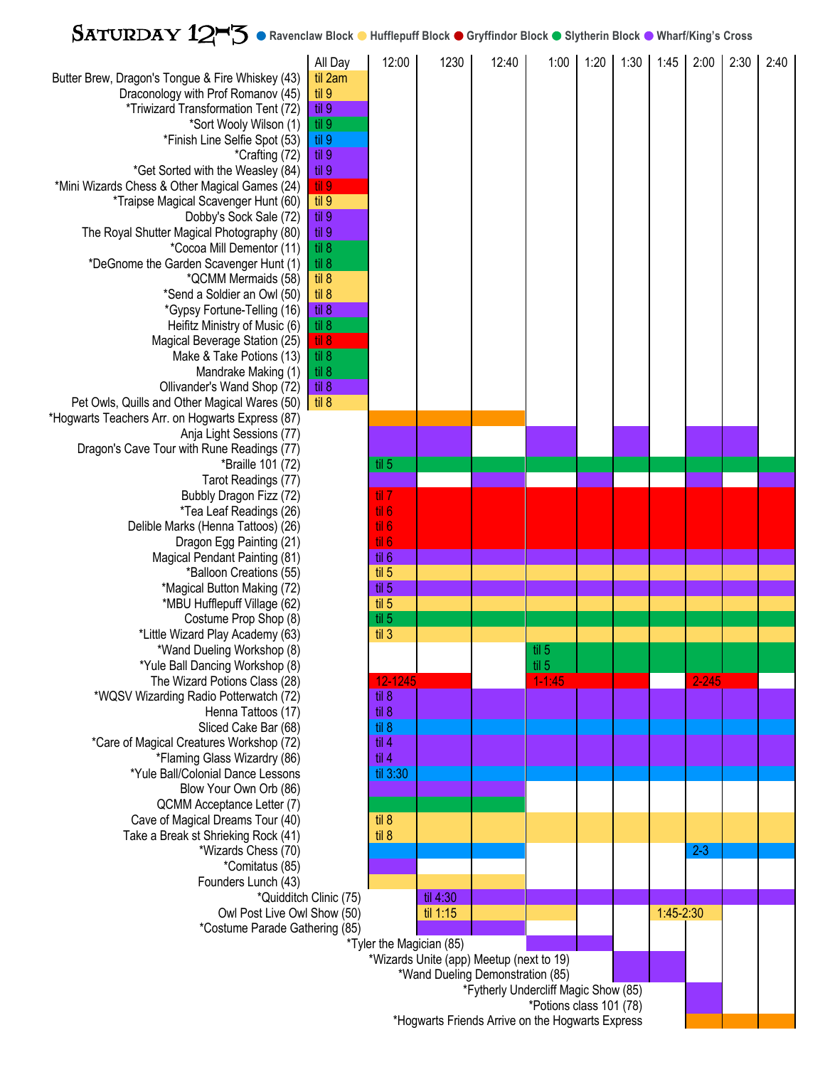# Saturday 12-3

Legend: Ravenclaw Block (blue) · Hufflepuff Block (yellow) · Gryffindor Block (red) · Slytherin Block (green) · Wharf/King's Cross (purple)

| Event | All Day | 12:00 | 1230 | 12:40 | 1:00 | 1:20 | 1:30 | 1:45 | 2:00 | 2:30 | 2:40 |
|---|---|---|---|---|---|---|---|---|---|---|---|
| Butter Brew, Dragon's Tongue & Fire Whiskey (43) | til 2am | | | | | | | | | | |
| Draconology with Prof Romanov (45) | til 9 | | | | | | | | | | |
| *Triwizard Transformation Tent (72) | til 9 | | | | | | | | | | |
| *Sort Wooly Wilson (1) | til 9 | | | | | | | | | | |
| *Finish Line Selfie Spot (53) | til 9 | | | | | | | | | | |
| *Crafting (72) | til 9 | | | | | | | | | | |
| *Get Sorted with the Weasley (84) | til 9 | | | | | | | | | | |
| *Mini Wizards Chess & Other Magical Games (24) | til 9 | | | | | | | | | | |
| *Traipse Magical Scavenger Hunt (60) | til 9 | | | | | | | | | | |
| Dobby's Sock Sale (72) | til 9 | | | | | | | | | | |
| The Royal Shutter Magical Photography (80) | til 9 | | | | | | | | | | |
| *Cocoa Mill Dementor (11) | til 8 | | | | | | | | | | |
| *DeGnome the Garden Scavenger Hunt (1) | til 8 | | | | | | | | | | |
| *QCMM Mermaids (58) | til 8 | | | | | | | | | | |
| *Send a Soldier an Owl (50) | til 8 | | | | | | | | | | |
| *Gypsy Fortune-Telling (16) | til 8 | | | | | | | | | | |
| Heifitz Ministry of Music (6) | til 8 | | | | | | | | | | |
| Magical Beverage Station (25) | til 8 | | | | | | | | | | |
| Make & Take Potions (13) | til 8 | | | | | | | | | | |
| Mandrake Making (1) | til 8 | | | | | | | | | | |
| Ollivander's Wand Shop (72) | til 8 | | | | | | | | | | |
| Pet Owls, Quills and Other Magical Wares (50) | til 8 | | | | | | | | | | |
| *Hogwarts Teachers Arr. on Hogwarts Express (87) | | ■ | ■ | ■ | | | | | | | |
| Anja Light Sessions (77) | | ■ | ■ | | ■ | | ■ | | ■ | ■ | |
| Dragon's Cave Tour with Rune Readings (77) | | ■ | ■ | | ■ | | ■ | | ■ | ■ | |
| *Braille 101 (72) | | til 5 | ■ | ■ | ■ | ■ | ■ | ■ | ■ | ■ | ■ |
| Tarot Readings (77) | | ■ | | ■ | | ■ | | | ■ | | ■ |
| Bubbly Dragon Fizz (72) | | til 7 | ■ | ■ | ■ | ■ | ■ | ■ | ■ | ■ | ■ |
| *Tea Leaf Readings (26) | | til 6 | ■ | ■ | ■ | ■ | ■ | ■ | ■ | ■ | ■ |
| Delible Marks (Henna Tattoos) (26) | | til 6 | ■ | ■ | ■ | ■ | ■ | ■ | ■ | ■ | ■ |
| Dragon Egg Painting (21) | | til 6 | ■ | ■ | ■ | ■ | ■ | ■ | ■ | ■ | ■ |
| Magical Pendant Painting (81) | | til 6 | ■ | ■ | ■ | ■ | ■ | ■ | ■ | ■ | ■ |
| *Balloon Creations (55) | | til 5 | ■ | ■ | ■ | ■ | ■ | ■ | ■ | ■ | ■ |
| *Magical Button Making (72) | | til 5 | ■ | ■ | ■ | ■ | ■ | ■ | ■ | ■ | ■ |
| *MBU Hufflepuff Village (62) | | til 5 | ■ | ■ | ■ | ■ | ■ | ■ | ■ | ■ | ■ |
| Costume Prop Shop (8) | | til 5 | ■ | ■ | ■ | ■ | ■ | ■ | ■ | ■ | ■ |
| *Little Wizard Play Academy (63) | | til 3 | ■ | ■ | ■ | ■ | ■ | ■ | ■ | ■ | ■ |
| *Wand Dueling Workshop (8) | | | | | til 5 | ■ | ■ | ■ | ■ | ■ | ■ |
| *Yule Ball Dancing Workshop (8) | | | | | til 5 | ■ | ■ | ■ | ■ | ■ | ■ |
| The Wizard Potions Class (28) | | 12-1245 | ■ | | 1-1:45 | ■ | ■ | | 2-245 | ■ | |
| *WQSV Wizarding Radio Potterwatch (72) | | til 8 | ■ | ■ | ■ | ■ | ■ | ■ | ■ | ■ | ■ |
| Henna Tattoos (17) | | til 8 | ■ | ■ | ■ | ■ | ■ | ■ | ■ | ■ | ■ |
| Sliced Cake Bar (68) | | til 8 | ■ | ■ | ■ | ■ | ■ | ■ | ■ | ■ | ■ |
| *Care of Magical Creatures Workshop (72) | | til 4 | ■ | ■ | ■ | ■ | ■ | ■ | ■ | ■ | ■ |
| *Flaming Glass Wizardry (86) | | til 4 | ■ | ■ | ■ | ■ | ■ | ■ | ■ | ■ | ■ |
| *Yule Ball/Colonial Dance Lessons | | til 3:30 | ■ | ■ | ■ | ■ | ■ | ■ | ■ | ■ | ■ |
| Blow Your Own Orb (86) | | ■ | ■ | ■ | | | | | | | |
| QCMM Acceptance Letter (7) | | ■ | ■ | ■ | | | | | | | |
| Cave of Magical Dreams Tour (40) | | til 8 | ■ | ■ | ■ | ■ | ■ | ■ | ■ | ■ | ■ |
| Take a Break at Shrieking Rock (41) | | til 8 | ■ | ■ | ■ | ■ | ■ | ■ | ■ | ■ | ■ |
| *Wizards Chess (70) | | ■ | ■ | ■ | | | | | 2-3 | ■ | ■ |
| *Comitatus (85) | | ■ | | | | | | | | | |
| Founders Lunch (43) | | ■ | ■ | ■ | | | | | | | |
| *Quidditch Clinic (75) | | | til 4:30 | ■ | ■ | ■ | ■ | ■ | ■ | ■ | ■ |
| Owl Post Live Owl Show (50) | | | til 1:15 | ■ | ■ | | | 1:45-2:30 | ■ | | |
| *Costume Parade Gathering (85) | | | ■ | ■ | | | | | | | |
| *Tyler the Magician (85) | | | | | ■ | ■ | | | | | |
| *Wizards Unite (app) Meetup (next to 19) | | | | | | | ■ | ■ | | | |
| *Wand Dueling Demonstration (85) | | | | | | | ■ | ■ | | | |
| *Fytherly Undercliff Magic Show (85) | | | | | | | | | ■ | | |
| *Potions class 101 (78) | | | | | | | | | ■ | | |
| *Hogwarts Friends Arrive on the Hogwarts Express | | | | | | | | | ■ | ■ | ■ |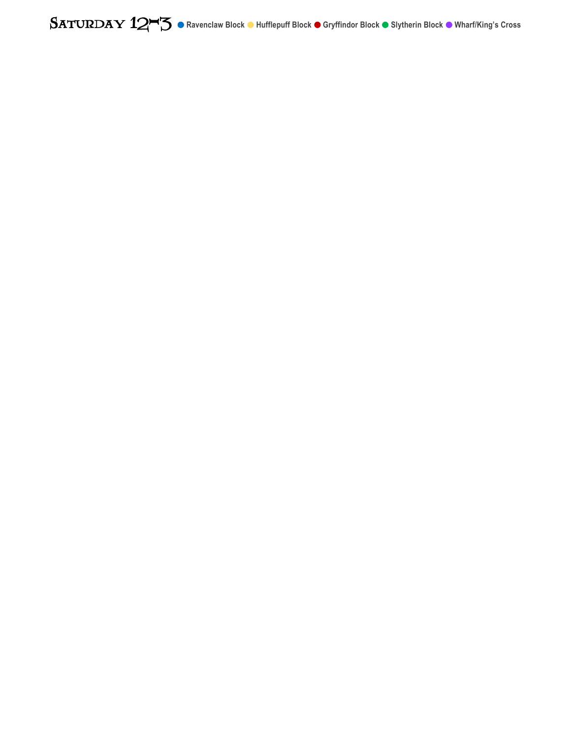# Saturday 12–3

● Ravenclaw Block ● Hufflepuff Block ● Gryffindor Block ● Slytherin Block ● Wharf/King's Cross